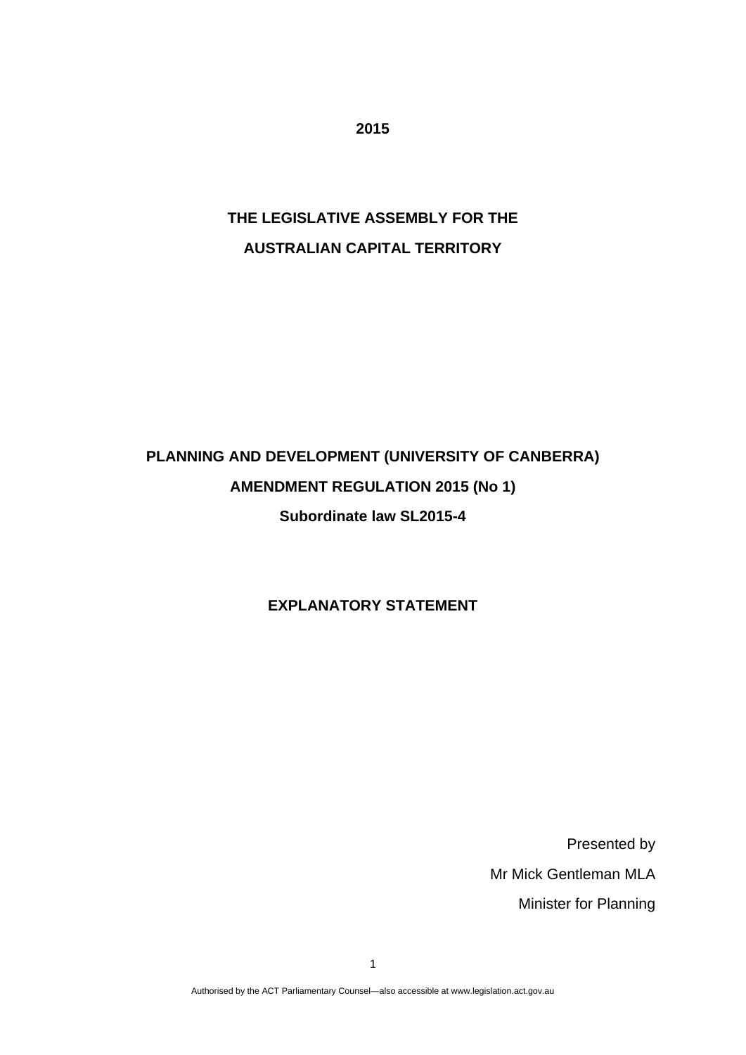**2015**

**THE LEGISLATIVE ASSEMBLY FOR THE**

**AUSTRALIAN CAPITAL TERRITORY**

# PLANNING AND DEVELOPMENT (UNIVERSITY OF CANBERRA) AMENDMENT REGULATION 2015 (No 1)

**Subordinate law SL2015-4**

## EXPLANATORY STATEMENT

Presented by

Mr Mick Gentleman MLA

Minister for Planning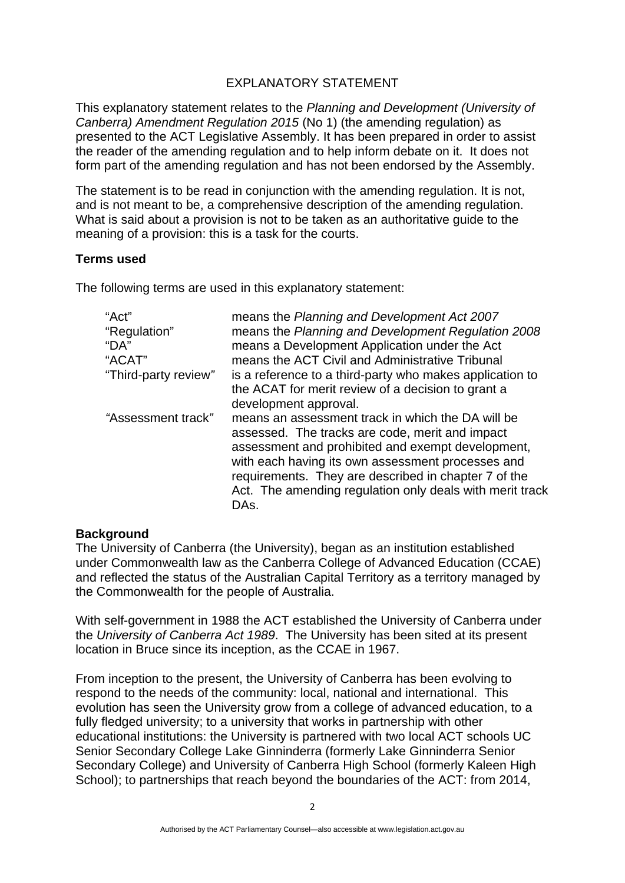# EXPLANATORY STATEMENT

This explanatory statement relates to the *Planning and Development (University of Canberra) Amendment Regulation 2015* (No 1) (the amending regulation) as presented to the ACT Legislative Assembly. It has been prepared in order to assist the reader of the amending regulation and to help inform debate on it. It does not form part of the amending regulation and has not been endorsed by the Assembly.

The statement is to be read in conjunction with the amending regulation. It is not, and is not meant to be, a comprehensive description of the amending regulation. What is said about a provision is not to be taken as an authoritative guide to the meaning of a provision: this is a task for the courts.

**Terms used**

The following terms are used in this explanatory statement:

| | |
|---|---|
| "Act" | means the *Planning and Development Act 2007* |
| "Regulation" | means the *Planning and Development Regulation 2008* |
| "DA" | means a Development Application under the Act |
| "ACAT" | means the ACT Civil and Administrative Tribunal |
| "Third-party review" | is a reference to a third-party who makes application to the ACAT for merit review of a decision to grant a development approval. |
| "Assessment track" | means an assessment track in which the DA will be assessed. The tracks are code, merit and impact assessment and prohibited and exempt development, with each having its own assessment processes and requirements. They are described in chapter 7 of the Act. The amending regulation only deals with merit track DAs. |

**Background**

The University of Canberra (the University), began as an institution established under Commonwealth law as the Canberra College of Advanced Education (CCAE) and reflected the status of the Australian Capital Territory as a territory managed by the Commonwealth for the people of Australia.

With self-government in 1988 the ACT established the University of Canberra under the *University of Canberra Act 1989*. The University has been sited at its present location in Bruce since its inception, as the CCAE in 1967.

From inception to the present, the University of Canberra has been evolving to respond to the needs of the community: local, national and international. This evolution has seen the University grow from a college of advanced education, to a fully fledged university; to a university that works in partnership with other educational institutions: the University is partnered with two local ACT schools UC Senior Secondary College Lake Ginninderra (formerly Lake Ginninderra Senior Secondary College) and University of Canberra High School (formerly Kaleen High School); to partnerships that reach beyond the boundaries of the ACT: from 2014,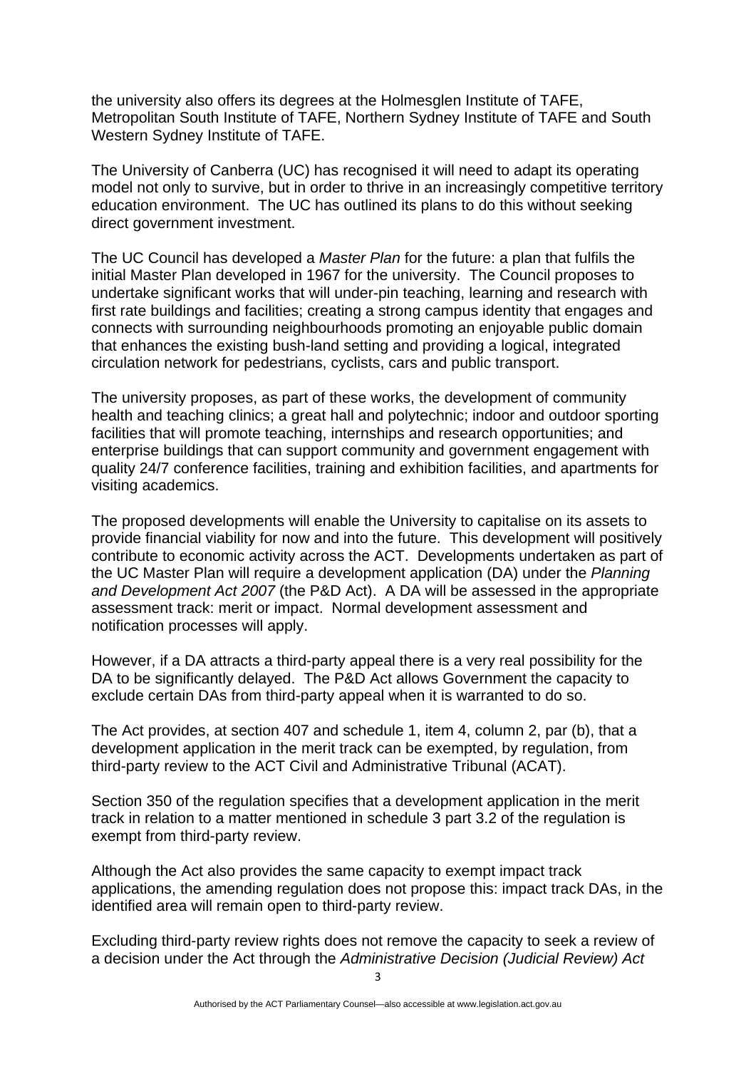the university also offers its degrees at the Holmesglen Institute of TAFE, Metropolitan South Institute of TAFE, Northern Sydney Institute of TAFE and South Western Sydney Institute of TAFE.

The University of Canberra (UC) has recognised it will need to adapt its operating model not only to survive, but in order to thrive in an increasingly competitive territory education environment. The UC has outlined its plans to do this without seeking direct government investment.

The UC Council has developed a *Master Plan* for the future: a plan that fulfils the initial Master Plan developed in 1967 for the university. The Council proposes to undertake significant works that will under-pin teaching, learning and research with first rate buildings and facilities; creating a strong campus identity that engages and connects with surrounding neighbourhoods promoting an enjoyable public domain that enhances the existing bush-land setting and providing a logical, integrated circulation network for pedestrians, cyclists, cars and public transport.

The university proposes, as part of these works, the development of community health and teaching clinics; a great hall and polytechnic; indoor and outdoor sporting facilities that will promote teaching, internships and research opportunities; and enterprise buildings that can support community and government engagement with quality 24/7 conference facilities, training and exhibition facilities, and apartments for visiting academics.

The proposed developments will enable the University to capitalise on its assets to provide financial viability for now and into the future. This development will positively contribute to economic activity across the ACT. Developments undertaken as part of the UC Master Plan will require a development application (DA) under the *Planning and Development Act 2007* (the P&D Act). A DA will be assessed in the appropriate assessment track: merit or impact. Normal development assessment and notification processes will apply.

However, if a DA attracts a third-party appeal there is a very real possibility for the DA to be significantly delayed. The P&D Act allows Government the capacity to exclude certain DAs from third-party appeal when it is warranted to do so.

The Act provides, at section 407 and schedule 1, item 4, column 2, par (b), that a development application in the merit track can be exempted, by regulation, from third-party review to the ACT Civil and Administrative Tribunal (ACAT).

Section 350 of the regulation specifies that a development application in the merit track in relation to a matter mentioned in schedule 3 part 3.2 of the regulation is exempt from third-party review.

Although the Act also provides the same capacity to exempt impact track applications, the amending regulation does not propose this: impact track DAs, in the identified area will remain open to third-party review.

Excluding third-party review rights does not remove the capacity to seek a review of a decision under the Act through the *Administrative Decision (Judicial Review) Act*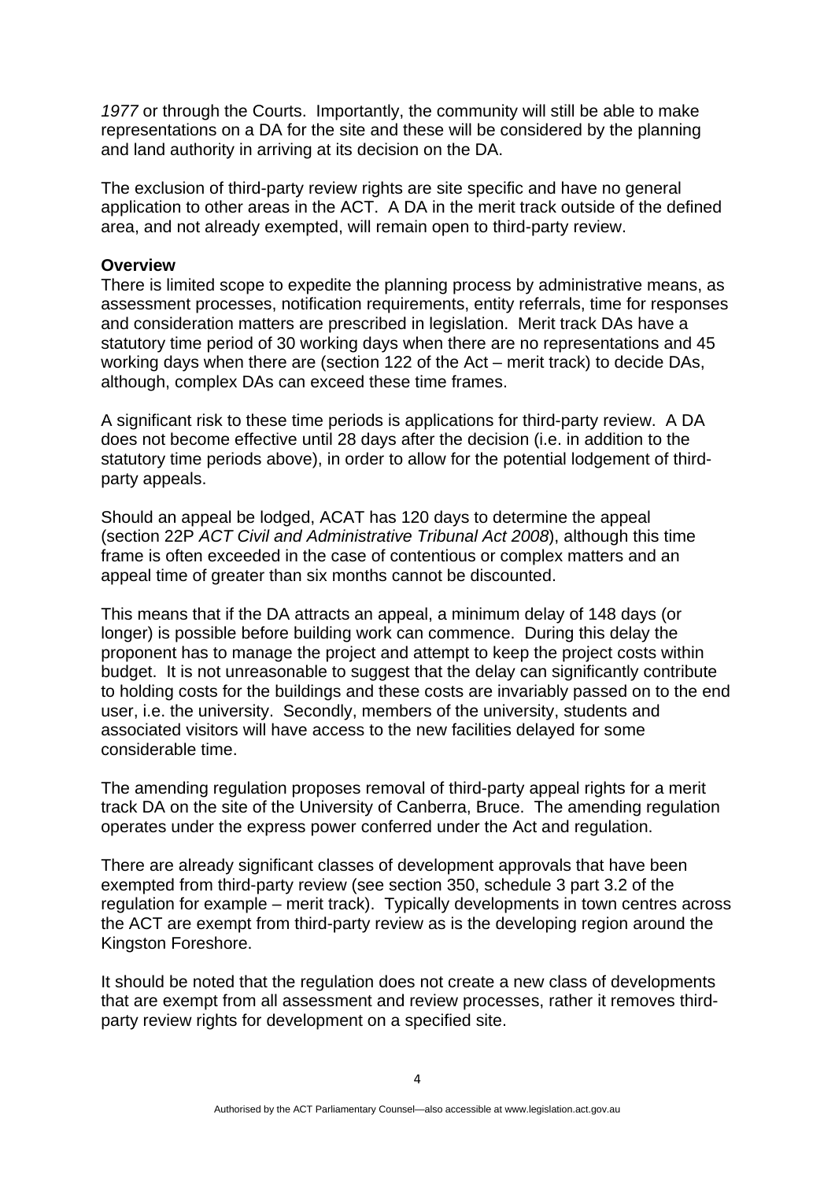*1977* or through the Courts. Importantly, the community will still be able to make representations on a DA for the site and these will be considered by the planning and land authority in arriving at its decision on the DA.

The exclusion of third-party review rights are site specific and have no general application to other areas in the ACT. A DA in the merit track outside of the defined area, and not already exempted, will remain open to third-party review.

**Overview**

There is limited scope to expedite the planning process by administrative means, as assessment processes, notification requirements, entity referrals, time for responses and consideration matters are prescribed in legislation. Merit track DAs have a statutory time period of 30 working days when there are no representations and 45 working days when there are (section 122 of the Act – merit track) to decide DAs, although, complex DAs can exceed these time frames.

A significant risk to these time periods is applications for third-party review. A DA does not become effective until 28 days after the decision (i.e. in addition to the statutory time periods above), in order to allow for the potential lodgement of third-party appeals.

Should an appeal be lodged, ACAT has 120 days to determine the appeal (section 22P *ACT Civil and Administrative Tribunal Act 2008*), although this time frame is often exceeded in the case of contentious or complex matters and an appeal time of greater than six months cannot be discounted.

This means that if the DA attracts an appeal, a minimum delay of 148 days (or longer) is possible before building work can commence. During this delay the proponent has to manage the project and attempt to keep the project costs within budget. It is not unreasonable to suggest that the delay can significantly contribute to holding costs for the buildings and these costs are invariably passed on to the end user, i.e. the university. Secondly, members of the university, students and associated visitors will have access to the new facilities delayed for some considerable time.

The amending regulation proposes removal of third-party appeal rights for a merit track DA on the site of the University of Canberra, Bruce. The amending regulation operates under the express power conferred under the Act and regulation.

There are already significant classes of development approvals that have been exempted from third-party review (see section 350, schedule 3 part 3.2 of the regulation for example – merit track). Typically developments in town centres across the ACT are exempt from third-party review as is the developing region around the Kingston Foreshore.

It should be noted that the regulation does not create a new class of developments that are exempt from all assessment and review processes, rather it removes third-party review rights for development on a specified site.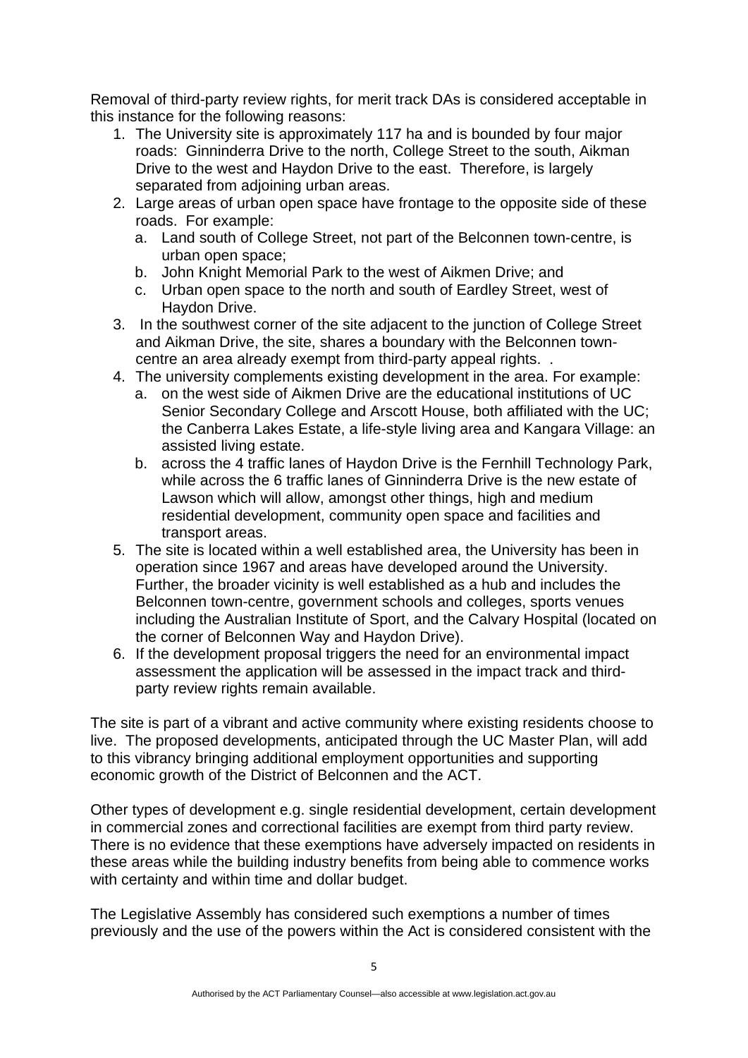Removal of third-party review rights, for merit track DAs is considered acceptable in this instance for the following reasons:

1. The University site is approximately 117 ha and is bounded by four major roads: Ginninderra Drive to the north, College Street to the south, Aikman Drive to the west and Haydon Drive to the east. Therefore, is largely separated from adjoining urban areas.
2. Large areas of urban open space have frontage to the opposite side of these roads. For example:
   a. Land south of College Street, not part of the Belconnen town-centre, is urban open space;
   b. John Knight Memorial Park to the west of Aikmen Drive; and
   c. Urban open space to the north and south of Eardley Street, west of Haydon Drive.
3. In the southwest corner of the site adjacent to the junction of College Street and Aikman Drive, the site, shares a boundary with the Belconnen town-centre an area already exempt from third-party appeal rights. .
4. The university complements existing development in the area. For example:
   a. on the west side of Aikmen Drive are the educational institutions of UC Senior Secondary College and Arscott House, both affiliated with the UC; the Canberra Lakes Estate, a life-style living area and Kangara Village: an assisted living estate.
   b. across the 4 traffic lanes of Haydon Drive is the Fernhill Technology Park, while across the 6 traffic lanes of Ginninderra Drive is the new estate of Lawson which will allow, amongst other things, high and medium residential development, community open space and facilities and transport areas.
5. The site is located within a well established area, the University has been in operation since 1967 and areas have developed around the University. Further, the broader vicinity is well established as a hub and includes the Belconnen town-centre, government schools and colleges, sports venues including the Australian Institute of Sport, and the Calvary Hospital (located on the corner of Belconnen Way and Haydon Drive).
6. If the development proposal triggers the need for an environmental impact assessment the application will be assessed in the impact track and third-party review rights remain available.

The site is part of a vibrant and active community where existing residents choose to live. The proposed developments, anticipated through the UC Master Plan, will add to this vibrancy bringing additional employment opportunities and supporting economic growth of the District of Belconnen and the ACT.

Other types of development e.g. single residential development, certain development in commercial zones and correctional facilities are exempt from third party review. There is no evidence that these exemptions have adversely impacted on residents in these areas while the building industry benefits from being able to commence works with certainty and within time and dollar budget.

The Legislative Assembly has considered such exemptions a number of times previously and the use of the powers within the Act is considered consistent with the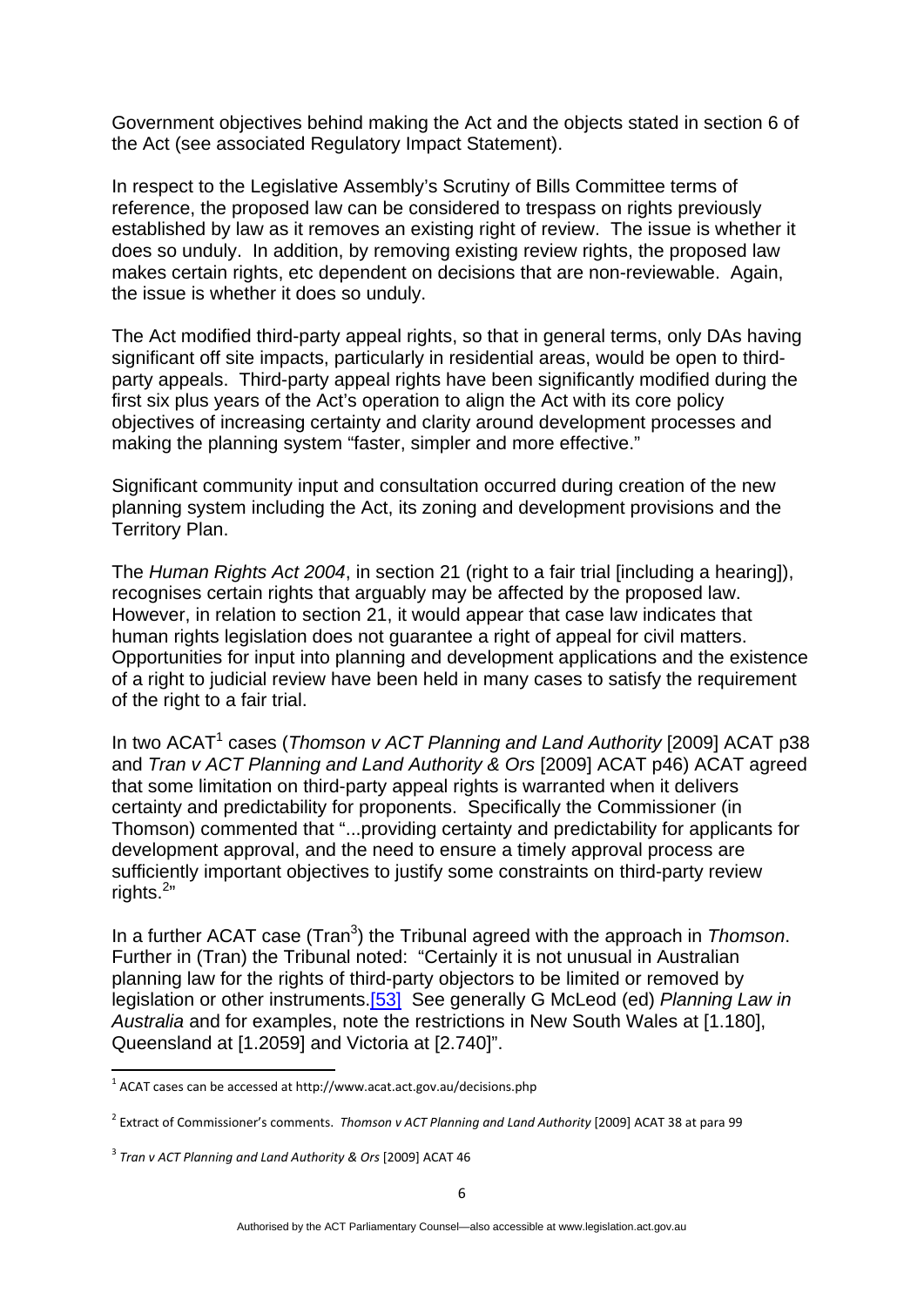Government objectives behind making the Act and the objects stated in section 6 of the Act (see associated Regulatory Impact Statement).

In respect to the Legislative Assembly's Scrutiny of Bills Committee terms of reference, the proposed law can be considered to trespass on rights previously established by law as it removes an existing right of review. The issue is whether it does so unduly. In addition, by removing existing review rights, the proposed law makes certain rights, etc dependent on decisions that are non-reviewable. Again, the issue is whether it does so unduly.

The Act modified third-party appeal rights, so that in general terms, only DAs having significant off site impacts, particularly in residential areas, would be open to third-party appeals. Third-party appeal rights have been significantly modified during the first six plus years of the Act's operation to align the Act with its core policy objectives of increasing certainty and clarity around development processes and making the planning system "faster, simpler and more effective."

Significant community input and consultation occurred during creation of the new planning system including the Act, its zoning and development provisions and the Territory Plan.

The *Human Rights Act 2004*, in section 21 (right to a fair trial [including a hearing]), recognises certain rights that arguably may be affected by the proposed law. However, in relation to section 21, it would appear that case law indicates that human rights legislation does not guarantee a right of appeal for civil matters. Opportunities for input into planning and development applications and the existence of a right to judicial review have been held in many cases to satisfy the requirement of the right to a fair trial.

In two ACAT[1] cases (*Thomson v ACT Planning and Land Authority* [2009] ACAT p38 and *Tran v ACT Planning and Land Authority & Ors* [2009] ACAT p46) ACAT agreed that some limitation on third-party appeal rights is warranted when it delivers certainty and predictability for proponents. Specifically the Commissioner (in Thomson) commented that "...providing certainty and predictability for applicants for development approval, and the need to ensure a timely approval process are sufficiently important objectives to justify some constraints on third-party review rights.[2]"

In a further ACAT case (Tran[3]) the Tribunal agreed with the approach in *Thomson*. Further in (Tran) the Tribunal noted: "Certainly it is not unusual in Australian planning law for the rights of third-party objectors to be limited or removed by legislation or other instruments.[53] See generally G McLeod (ed) *Planning Law in Australia* and for examples, note the restrictions in New South Wales at [1.180], Queensland at [1.2059] and Victoria at [2.740]".

[1] ACAT cases can be accessed at http://www.acat.act.gov.au/decisions.php

[2] Extract of Commissioner's comments. *Thomson v ACT Planning and Land Authority* [2009] ACAT 38 at para 99

[3] *Tran v ACT Planning and Land Authority & Ors* [2009] ACAT 46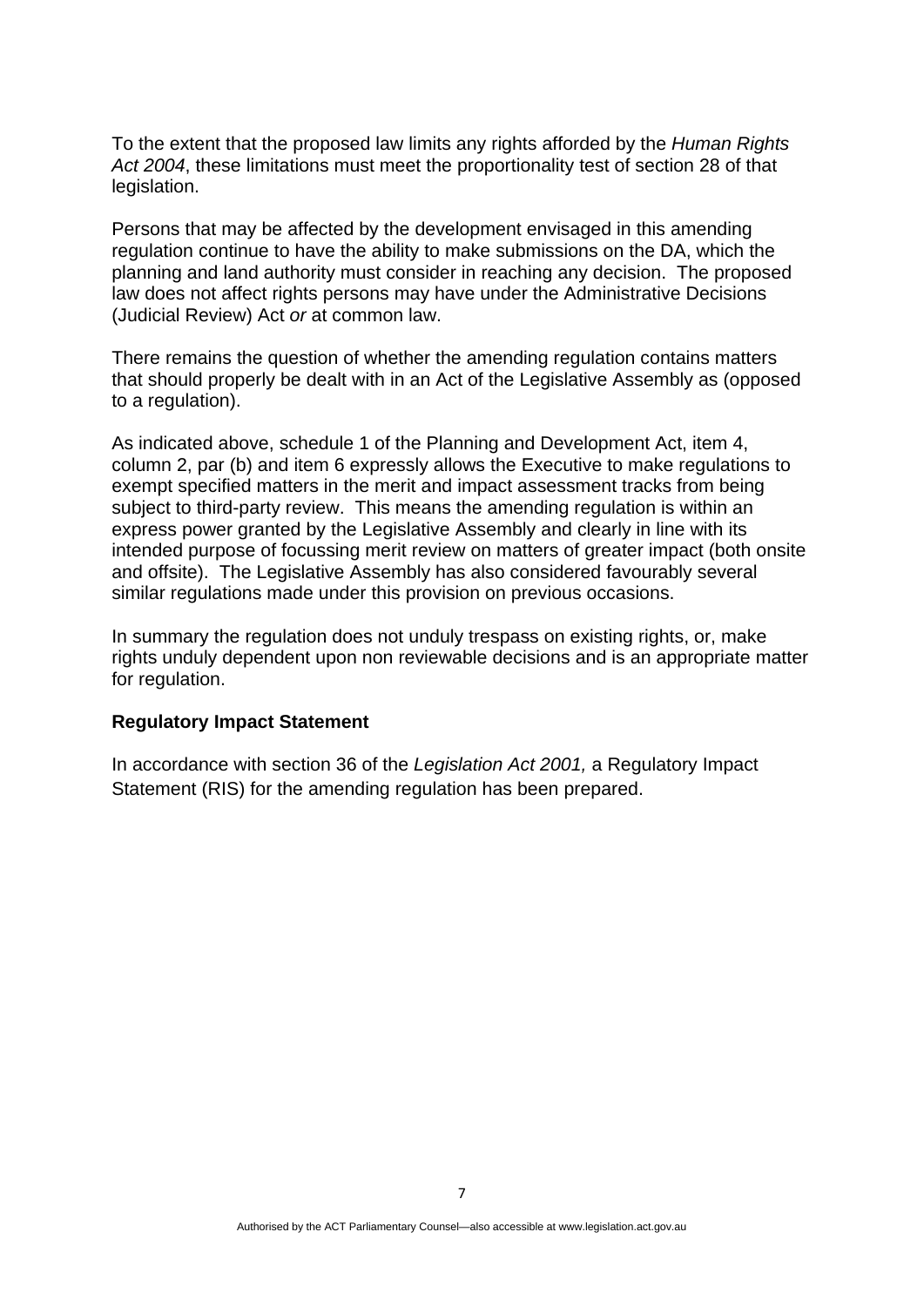To the extent that the proposed law limits any rights afforded by the *Human Rights Act 2004*, these limitations must meet the proportionality test of section 28 of that legislation.

Persons that may be affected by the development envisaged in this amending regulation continue to have the ability to make submissions on the DA, which the planning and land authority must consider in reaching any decision. The proposed law does not affect rights persons may have under the Administrative Decisions (Judicial Review) Act *or* at common law.

There remains the question of whether the amending regulation contains matters that should properly be dealt with in an Act of the Legislative Assembly as (opposed to a regulation).

As indicated above, schedule 1 of the Planning and Development Act, item 4, column 2, par (b) and item 6 expressly allows the Executive to make regulations to exempt specified matters in the merit and impact assessment tracks from being subject to third-party review. This means the amending regulation is within an express power granted by the Legislative Assembly and clearly in line with its intended purpose of focussing merit review on matters of greater impact (both onsite and offsite). The Legislative Assembly has also considered favourably several similar regulations made under this provision on previous occasions.

In summary the regulation does not unduly trespass on existing rights, or, make rights unduly dependent upon non reviewable decisions and is an appropriate matter for regulation.

**Regulatory Impact Statement**

In accordance with section 36 of the *Legislation Act 2001,* a Regulatory Impact Statement (RIS) for the amending regulation has been prepared.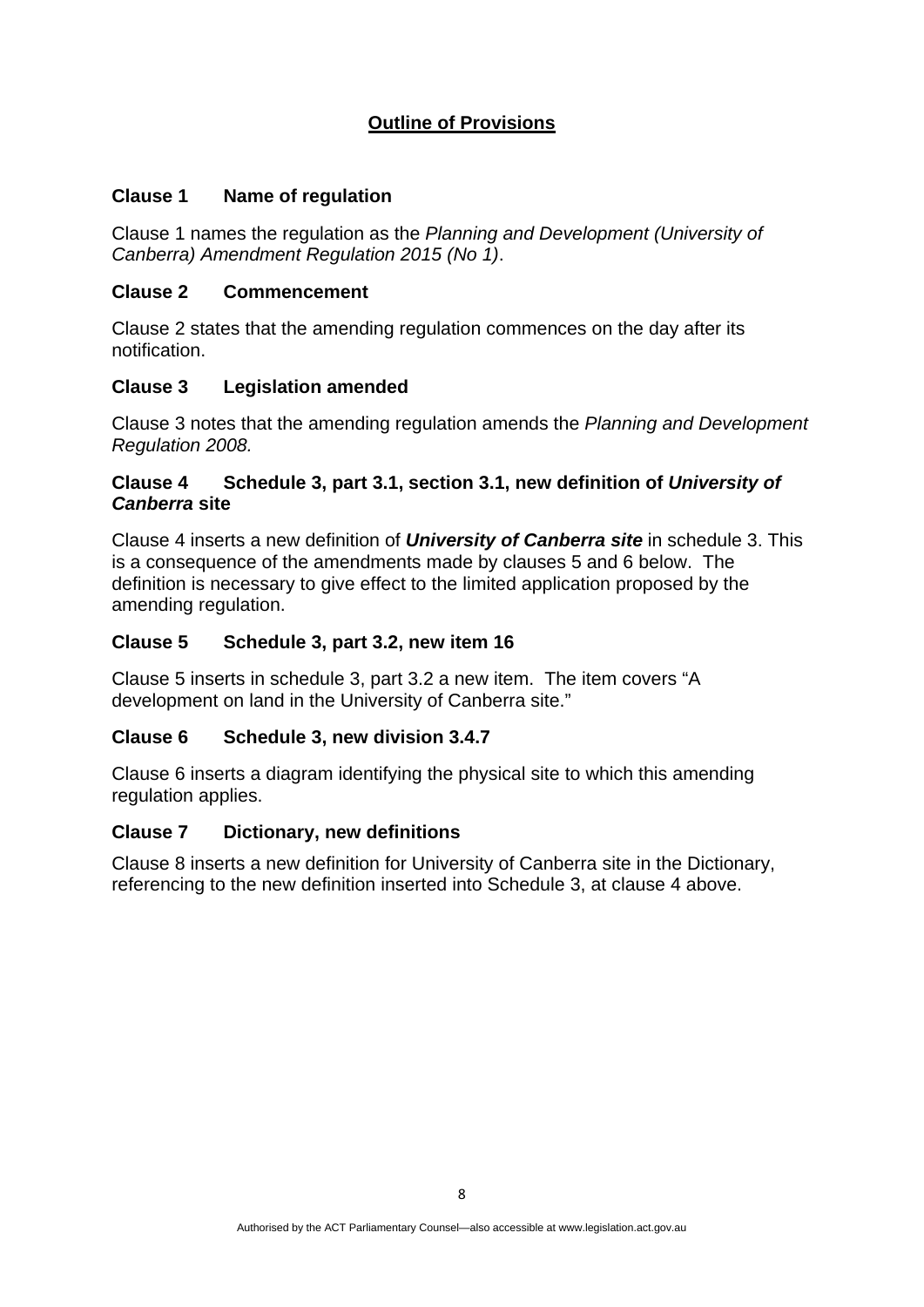## Outline of Provisions

### Clause 1 Name of regulation

Clause 1 names the regulation as the *Planning and Development (University of Canberra) Amendment Regulation 2015 (No 1)*.

### Clause 2 Commencement

Clause 2 states that the amending regulation commences on the day after its notification.

### Clause 3 Legislation amended

Clause 3 notes that the amending regulation amends the *Planning and Development Regulation 2008.*

### Clause 4 Schedule 3, part 3.1, section 3.1, new definition of *University of Canberra* site

Clause 4 inserts a new definition of ***University of Canberra site*** in schedule 3. This is a consequence of the amendments made by clauses 5 and 6 below. The definition is necessary to give effect to the limited application proposed by the amending regulation.

### Clause 5 Schedule 3, part 3.2, new item 16

Clause 5 inserts in schedule 3, part 3.2 a new item. The item covers "A development on land in the University of Canberra site."

### Clause 6 Schedule 3, new division 3.4.7

Clause 6 inserts a diagram identifying the physical site to which this amending regulation applies.

### Clause 7 Dictionary, new definitions

Clause 8 inserts a new definition for University of Canberra site in the Dictionary, referencing to the new definition inserted into Schedule 3, at clause 4 above.